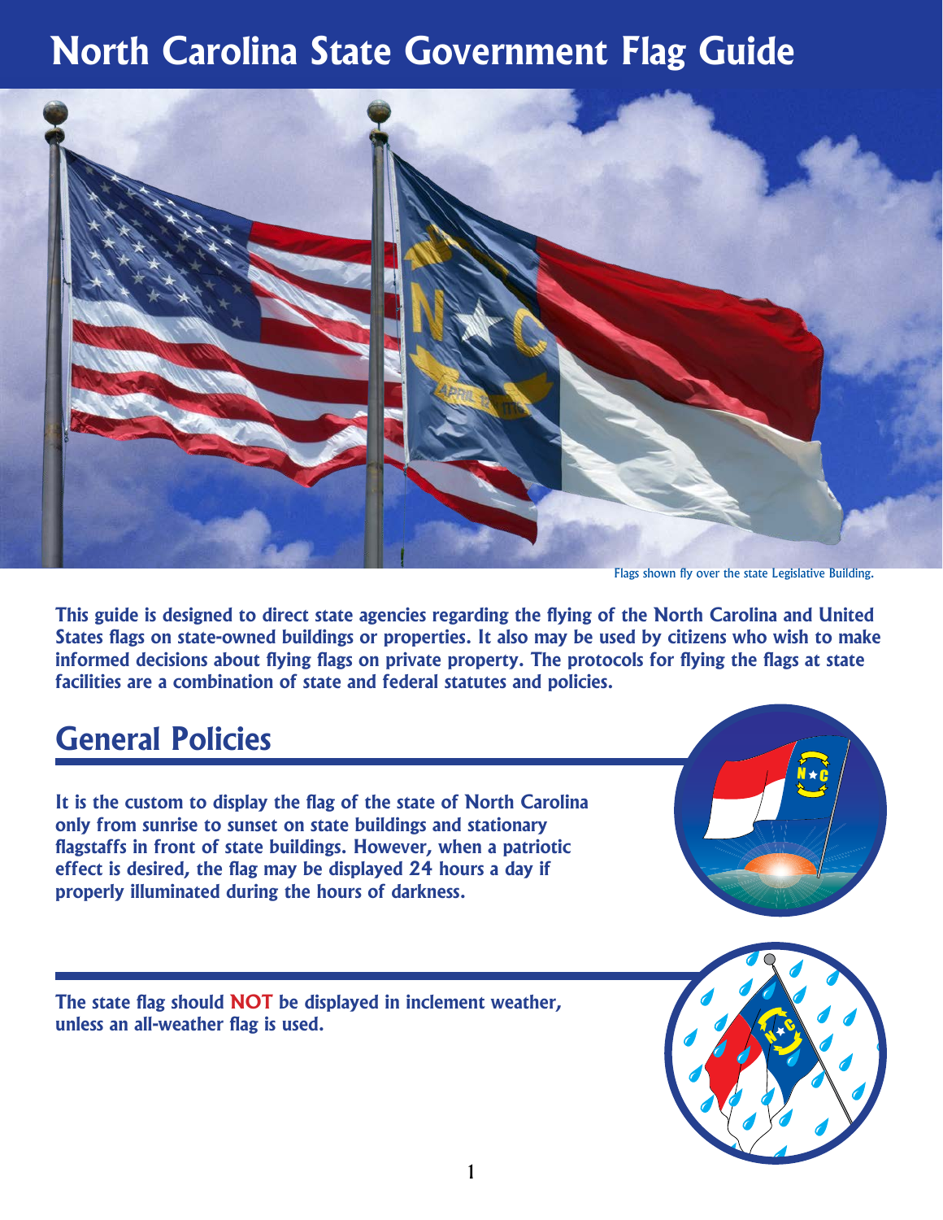# North Carolina State Government Flag Guide

Flags shown fly over the state Legislative Building.

**This guide is designed to direct state agencies regarding the flying of the North Carolina and United States flags on state-owned buildings or properties. It also may be used by citizens who wish to make informed decisions about flying flags on private property. The protocols for flying the flags at state facilities are a combination of state and federal statutes and policies.**

## General Policies

**It is the custom to display the flag of the state of North Carolina only from sunrise to sunset on state buildings and stationary flagstaffs in front of state buildings. However, when a patriotic effect is desired, the flag may be displayed 24 hours a day if properly illuminated during the hours of darkness.**

**The state flag should NOT be displayed in inclement weather, unless an all-weather flag is used.**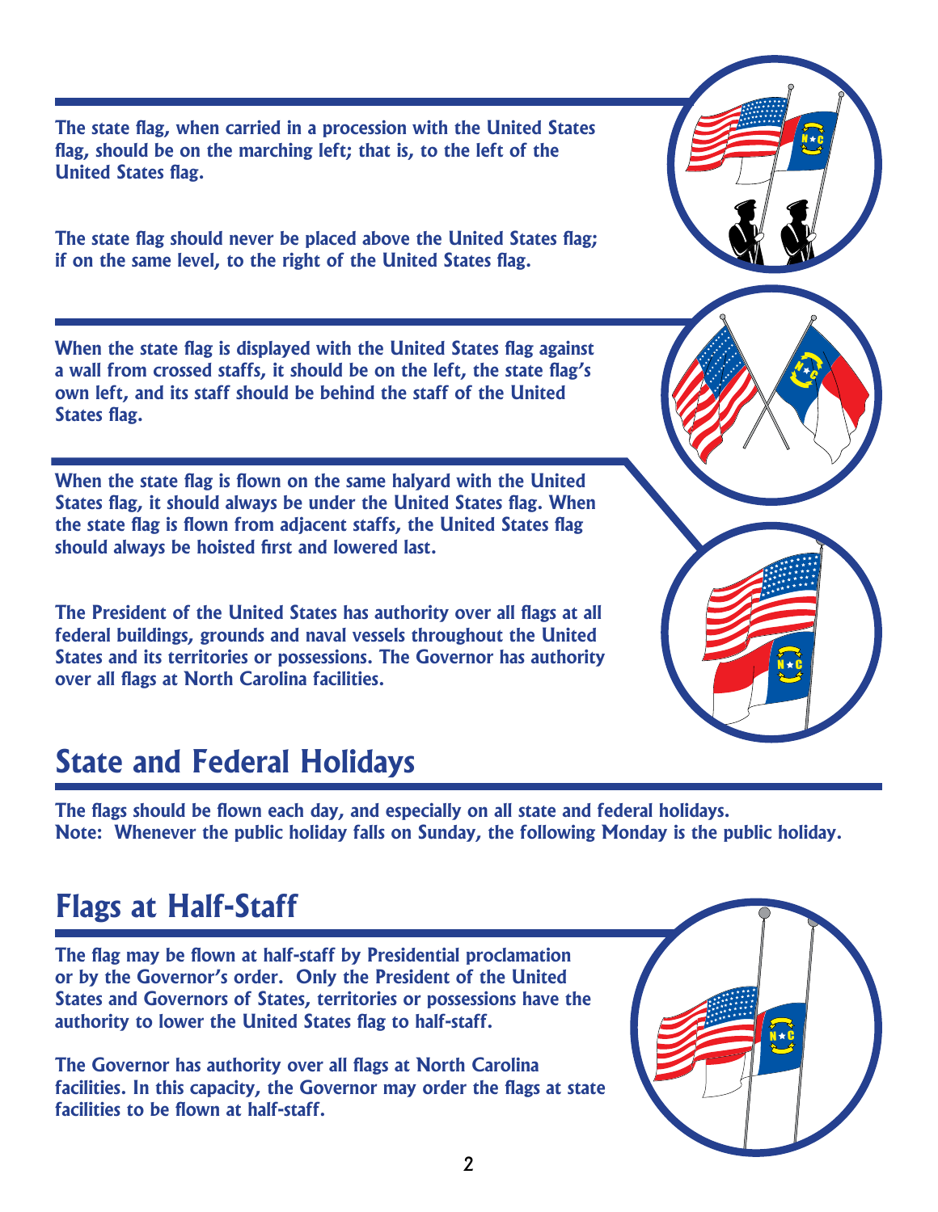The state flag, when carried in a procession with the United States flag, should be on the marching left; that is, to the left of the United States flag.

The state flag should never be placed above the United States flag; if on the same level, to the right of the United States flag.

When the state flag is displayed with the United States flag against a wall from crossed staffs, it should be on the left, the state flag's own left, and its staff should be behind the staff of the United States flag.

When the state flag is flown on the same halyard with the United States flag, it should always be under the United States flag. When the state flag is flown from adjacent staffs, the United States flag should always be hoisted first and lowered last.

The President of the United States has authority over all flags at all federal buildings, grounds and naval vessels throughout the United States and its territories or possessions. The Governor has authority over all flags at North Carolina facilities.

## State and Federal Holidays

The flags should be flown each day, and especially on all state and federal holidays.
Note: Whenever the public holiday falls on Sunday, the following Monday is the public holiday.

## Flags at Half-Staff

The flag may be flown at half-staff by Presidential proclamation or by the Governor's order. Only the President of the United States and Governors of States, territories or possessions have the authority to lower the United States flag to half-staff.

The Governor has authority over all flags at North Carolina facilities. In this capacity, the Governor may order the flags at state facilities to be flown at half-staff.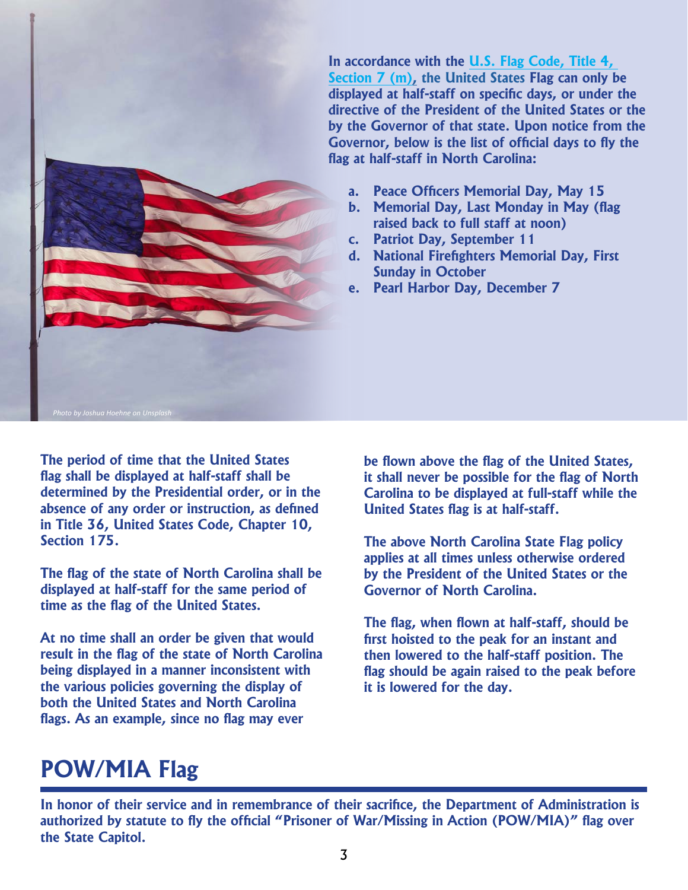In accordance with the U.S. Flag Code, Title 4, Section 7 (m), the United States Flag can only be displayed at half-staff on specific days, or under the directive of the President of the United States or the by the Governor of that state. Upon notice from the Governor, below is the list of official days to fly the flag at half-staff in North Carolina:

a. Peace Officers Memorial Day, May 15
b. Memorial Day, Last Monday in May (flag raised back to full staff at noon)
c. Patriot Day, September 11
d. National Firefighters Memorial Day, First Sunday in October
e. Pearl Harbor Day, December 7

*Photo by Joshua Hoehne on Unsplash*

The period of time that the United States flag shall be displayed at half-staff shall be determined by the Presidential order, or in the absence of any order or instruction, as defined in Title 36, United States Code, Chapter 10, Section 175.

The flag of the state of North Carolina shall be displayed at half-staff for the same period of time as the flag of the United States.

At no time shall an order be given that would result in the flag of the state of North Carolina being displayed in a manner inconsistent with the various policies governing the display of both the United States and North Carolina flags. As an example, since no flag may ever be flown above the flag of the United States, it shall never be possible for the flag of North Carolina to be displayed at full-staff while the United States flag is at half-staff.

The above North Carolina State Flag policy applies at all times unless otherwise ordered by the President of the United States or the Governor of North Carolina.

The flag, when flown at half-staff, should be first hoisted to the peak for an instant and then lowered to the half-staff position. The flag should be again raised to the peak before it is lowered for the day.

# POW/MIA Flag

In honor of their service and in remembrance of their sacrifice, the Department of Administration is authorized by statute to fly the official "Prisoner of War/Missing in Action (POW/MIA)" flag over the State Capitol.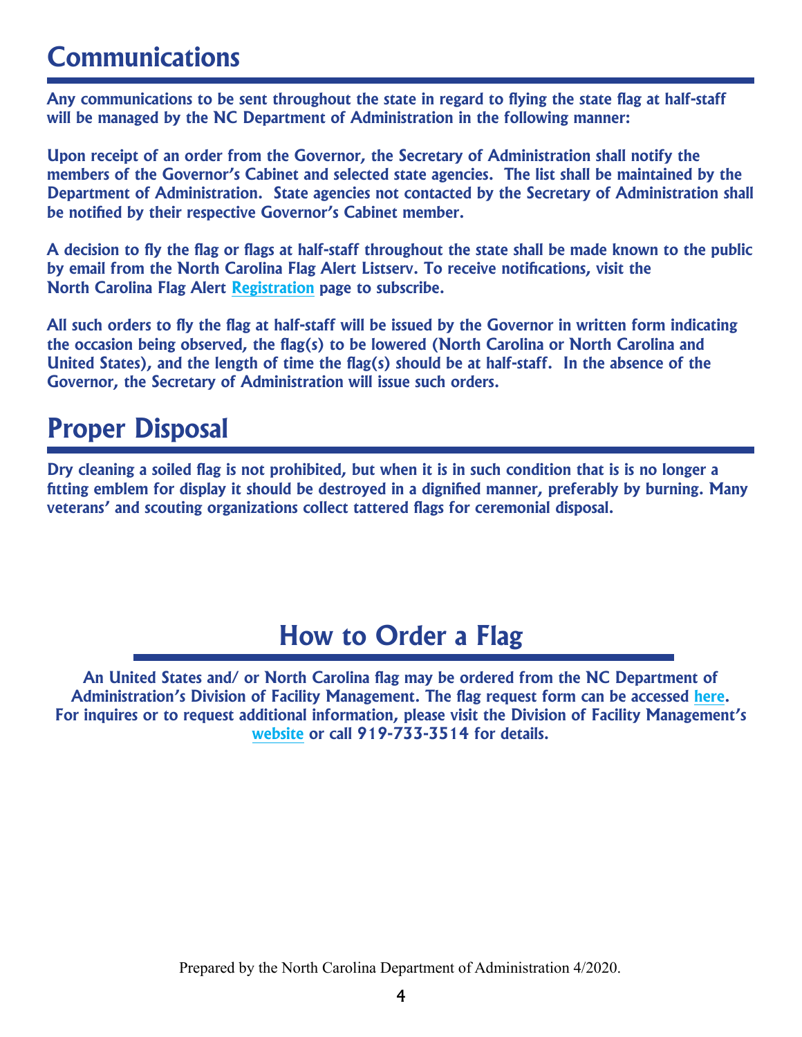## Communications

**Any communications to be sent throughout the state in regard to flying the state flag at half-staff will be managed by the NC Department of Administration in the following manner:**

**Upon receipt of an order from the Governor, the Secretary of Administration shall notify the members of the Governor's Cabinet and selected state agencies. The list shall be maintained by the Department of Administration. State agencies not contacted by the Secretary of Administration shall be notified by their respective Governor's Cabinet member.**

**A decision to fly the flag or flags at half-staff throughout the state shall be made known to the public by email from the North Carolina Flag Alert Listserv. To receive notifications, visit the North Carolina Flag Alert Registration page to subscribe.**

**All such orders to fly the flag at half-staff will be issued by the Governor in written form indicating the occasion being observed, the flag(s) to be lowered (North Carolina or North Carolina and United States), and the length of time the flag(s) should be at half-staff. In the absence of the Governor, the Secretary of Administration will issue such orders.**

## Proper Disposal

**Dry cleaning a soiled flag is not prohibited, but when it is in such condition that is is no longer a fitting emblem for display it should be destroyed in a dignified manner, preferably by burning. Many veterans' and scouting organizations collect tattered flags for ceremonial disposal.**

## How to Order a Flag

**An United States and/ or North Carolina flag may be ordered from the NC Department of Administration's Division of Facility Management. The flag request form can be accessed here. For inquires or to request additional information, please visit the Division of Facility Management's website or call 919-733-3514 for details.**

Prepared by the North Carolina Department of Administration 4/2020.